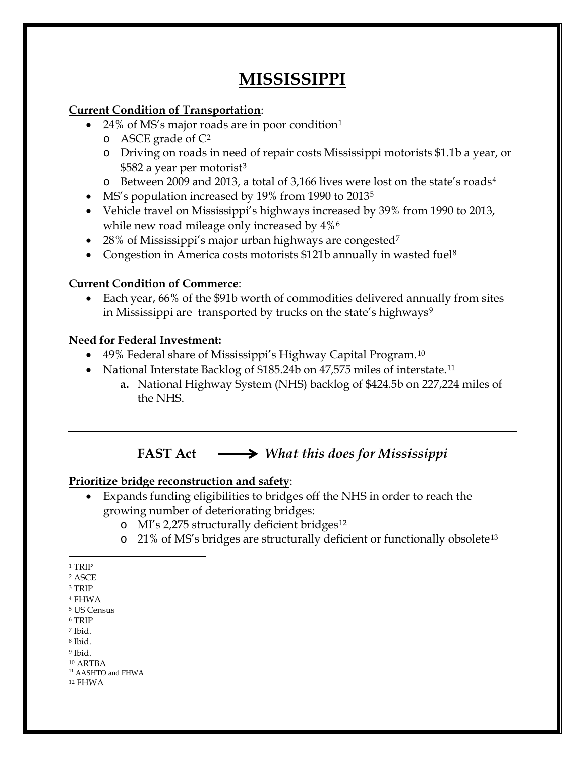# MISSISSIPPI

**Current Condition of Transportation**:

- 24% of MS's major roads are in poor condition[1]
  - ASCE grade of C[2]
  - Driving on roads in need of repair costs Mississippi motorists $1.1b a year, or $582 a year per motorist[3]
  - Between 2009 and 2013, a total of 3,166 lives were lost on the state's roads[4]
- MS's population increased by 19% from 1990 to 2013[5]
- Vehicle travel on Mississippi's highways increased by 39% from 1990 to 2013, while new road mileage only increased by 4%[6]
- 28% of Mississippi's major urban highways are congested[7]
- Congestion in America costs motorists $121b annually in wasted fuel[8]

**Current Condition of Commerce**:

- Each year, 66% of the $91b worth of commodities delivered annually from sites in Mississippi are transported by trucks on the state's highways[9]

**Need for Federal Investment:**

- 49% Federal share of Mississippi's Highway Capital Program.[10]
- National Interstate Backlog of $185.24b on 47,575 miles of interstate.[11]
  a. National Highway System (NHS) backlog of $424.5b on 227,224 miles of the NHS.

---

**FAST Act** ⟶ ***What this does for Mississippi***

**Prioritize bridge reconstruction and safety**:

- Expands funding eligibilities to bridges off the NHS in order to reach the growing number of deteriorating bridges:
  - MI's 2,275 structurally deficient bridges[12]
  - 21% of MS's bridges are structurally deficient or functionally obsolete[13]

---

[1] TRIP
[2] ASCE
[3] TRIP
[4] FHWA
[5] US Census
[6] TRIP
[7] Ibid.
[8] Ibid.
[9] Ibid.
[10] ARTBA
[11] AASHTO and FHWA
[12] FHWA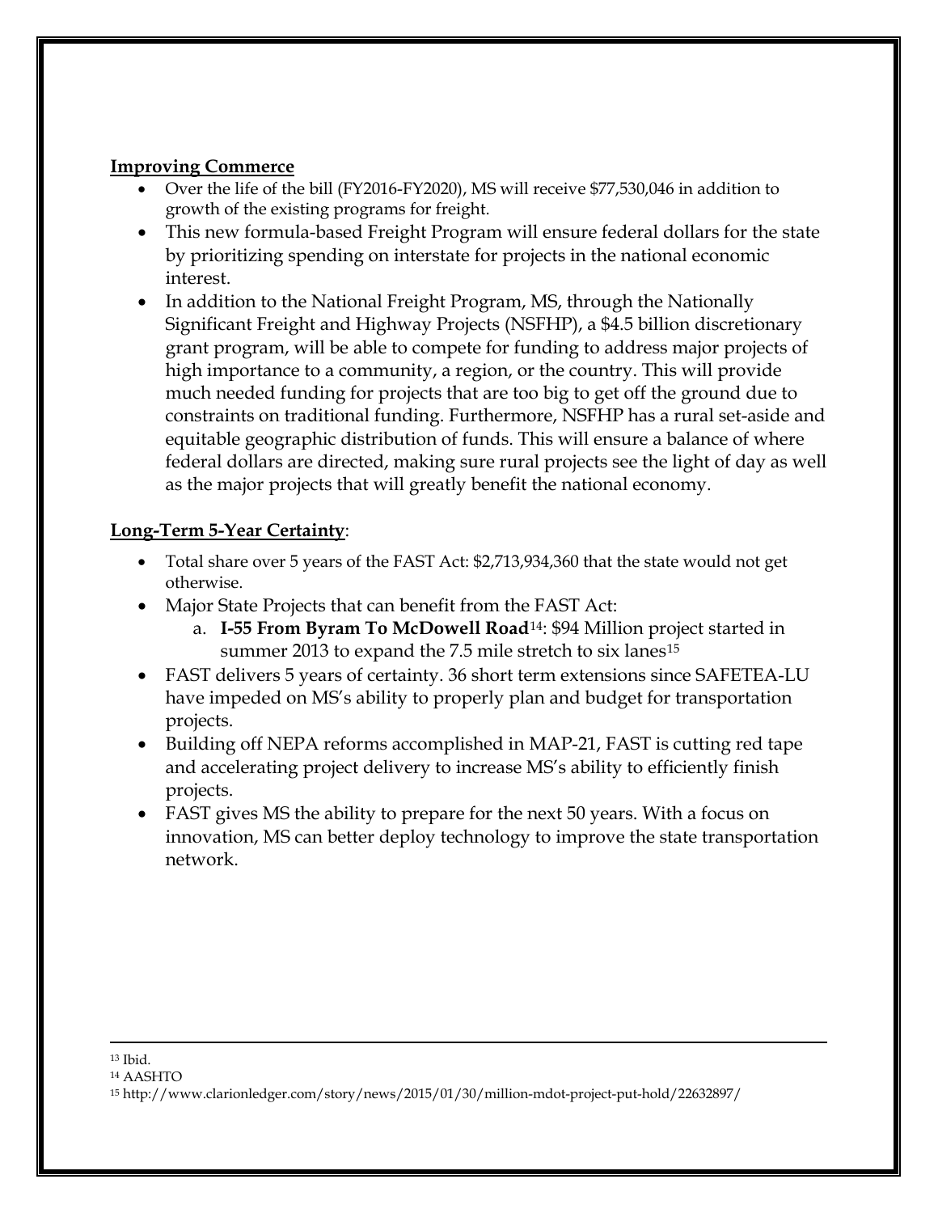**Improving Commerce**

- Over the life of the bill (FY2016-FY2020), MS will receive $77,530,046 in addition to growth of the existing programs for freight.
- This new formula-based Freight Program will ensure federal dollars for the state by prioritizing spending on interstate for projects in the national economic interest.
- In addition to the National Freight Program, MS, through the Nationally Significant Freight and Highway Projects (NSFHP), a $4.5 billion discretionary grant program, will be able to compete for funding to address major projects of high importance to a community, a region, or the country. This will provide much needed funding for projects that are too big to get off the ground due to constraints on traditional funding. Furthermore, NSFHP has a rural set-aside and equitable geographic distribution of funds. This will ensure a balance of where federal dollars are directed, making sure rural projects see the light of day as well as the major projects that will greatly benefit the national economy.

**Long-Term 5-Year Certainty**:

- Total share over 5 years of the FAST Act: $2,713,934,360 that the state would not get otherwise.
- Major State Projects that can benefit from the FAST Act:
  a. **I-55 From Byram To McDowell Road**[14]: $94 Million project started in summer 2013 to expand the 7.5 mile stretch to six lanes[15]
- FAST delivers 5 years of certainty. 36 short term extensions since SAFETEA-LU have impeded on MS's ability to properly plan and budget for transportation projects.
- Building off NEPA reforms accomplished in MAP-21, FAST is cutting red tape and accelerating project delivery to increase MS's ability to efficiently finish projects.
- FAST gives MS the ability to prepare for the next 50 years. With a focus on innovation, MS can better deploy technology to improve the state transportation network.

---

[13] Ibid.

[14] AASHTO

[15] http://www.clarionledger.com/story/news/2015/01/30/million-mdot-project-put-hold/22632897/